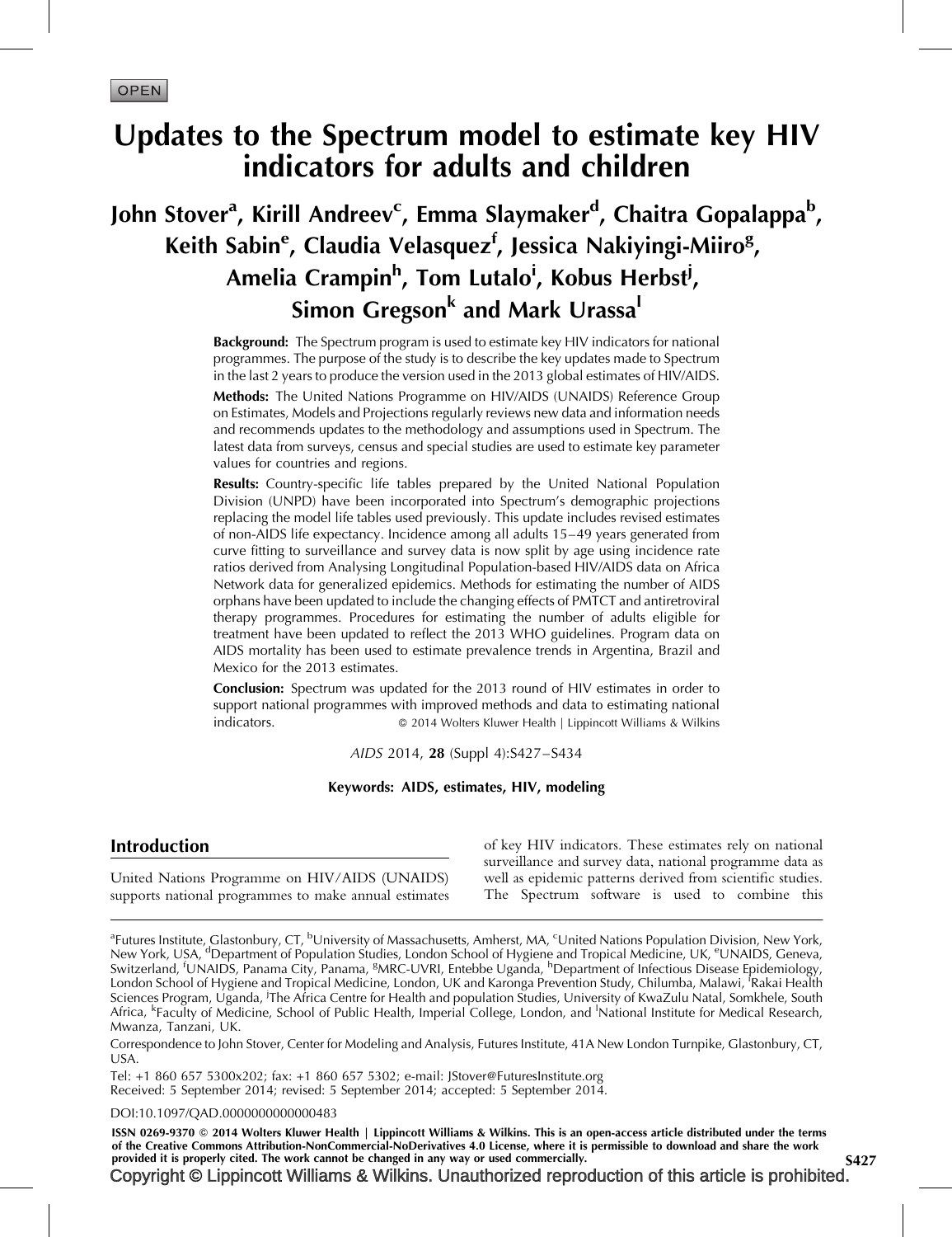OPEN

# Updates to the Spectrum model to estimate key HIV indicators for adults and children

**John Stover[a], Kirill Andreev[c], Emma Slaymaker[d], Chaitra Gopalappa[b], Keith Sabin[e], Claudia Velasquez[f], Jessica Nakiyingi-Miiro[g], Amelia Crampin[h], Tom Lutalo[i], Kobus Herbst[j], Simon Gregson[k] and Mark Urassa[l]**

**Background:** The Spectrum program is used to estimate key HIV indicators for national programmes. The purpose of the study is to describe the key updates made to Spectrum in the last 2 years to produce the version used in the 2013 global estimates of HIV/AIDS.

**Methods:** The United Nations Programme on HIV/AIDS (UNAIDS) Reference Group on Estimates, Models and Projections regularly reviews new data and information needs and recommends updates to the methodology and assumptions used in Spectrum. The latest data from surveys, census and special studies are used to estimate key parameter values for countries and regions.

**Results:** Country-specific life tables prepared by the United National Population Division (UNPD) have been incorporated into Spectrum's demographic projections replacing the model life tables used previously. This update includes revised estimates of non-AIDS life expectancy. Incidence among all adults 15–49 years generated from curve fitting to surveillance and survey data is now split by age using incidence rate ratios derived from Analysing Longitudinal Population-based HIV/AIDS data on Africa Network data for generalized epidemics. Methods for estimating the number of AIDS orphans have been updated to include the changing effects of PMTCT and antiretroviral therapy programmes. Procedures for estimating the number of adults eligible for treatment have been updated to reflect the 2013 WHO guidelines. Program data on AIDS mortality has been used to estimate prevalence trends in Argentina, Brazil and Mexico for the 2013 estimates.

**Conclusion:** Spectrum was updated for the 2013 round of HIV estimates in order to support national programmes with improved methods and data to estimating national indicators. © 2014 Wolters Kluwer Health | Lippincott Williams & Wilkins

*AIDS* 2014, **28** (Suppl 4):S427–S434

**Keywords:** AIDS, estimates, HIV, modeling

## Introduction

United Nations Programme on HIV/AIDS (UNAIDS) supports national programmes to make annual estimates of key HIV indicators. These estimates rely on national surveillance and survey data, national programme data as well as epidemic patterns derived from scientific studies. The Spectrum software is used to combine this

[a]Futures Institute, Glastonbury, CT, [b]University of Massachusetts, Amherst, MA, [c]United Nations Population Division, New York, New York, USA, [d]Department of Population Studies, London School of Hygiene and Tropical Medicine, UK, [e]UNAIDS, Geneva, Switzerland, [f]UNAIDS, Panama City, Panama, [g]MRC-UVRI, Entebbe Uganda, [h]Department of Infectious Disease Epidemiology, London School of Hygiene and Tropical Medicine, London, UK and Karonga Prevention Study, Chilumba, Malawi, [i]Rakai Health Sciences Program, Uganda, [j]The Africa Centre for Health and population Studies, University of KwaZulu Natal, Somkhele, South Africa, [k]Faculty of Medicine, School of Public Health, Imperial College, London, and [l]National Institute for Medical Research, Mwanza, Tanzani, UK.

Correspondence to John Stover, Center for Modeling and Analysis, Futures Institute, 41A New London Turnpike, Glastonbury, CT, USA.

Tel: +1 860 657 5300x202; fax: +1 860 657 5302; e-mail: JStover@FuturesInstitute.org

Received: 5 September 2014; revised: 5 September 2014; accepted: 5 September 2014.

DOI:10.1097/QAD.0000000000000483

ISSN 0269-9370 © 2014 Wolters Kluwer Health | Lippincott Williams & Wilkins. This is an open-access article distributed under the terms of the Creative Commons Attribution-NonCommercial-NoDerivatives 4.0 License, where it is permissible to download and share the work provided it is properly cited. The work cannot be changed in any way or used commercially.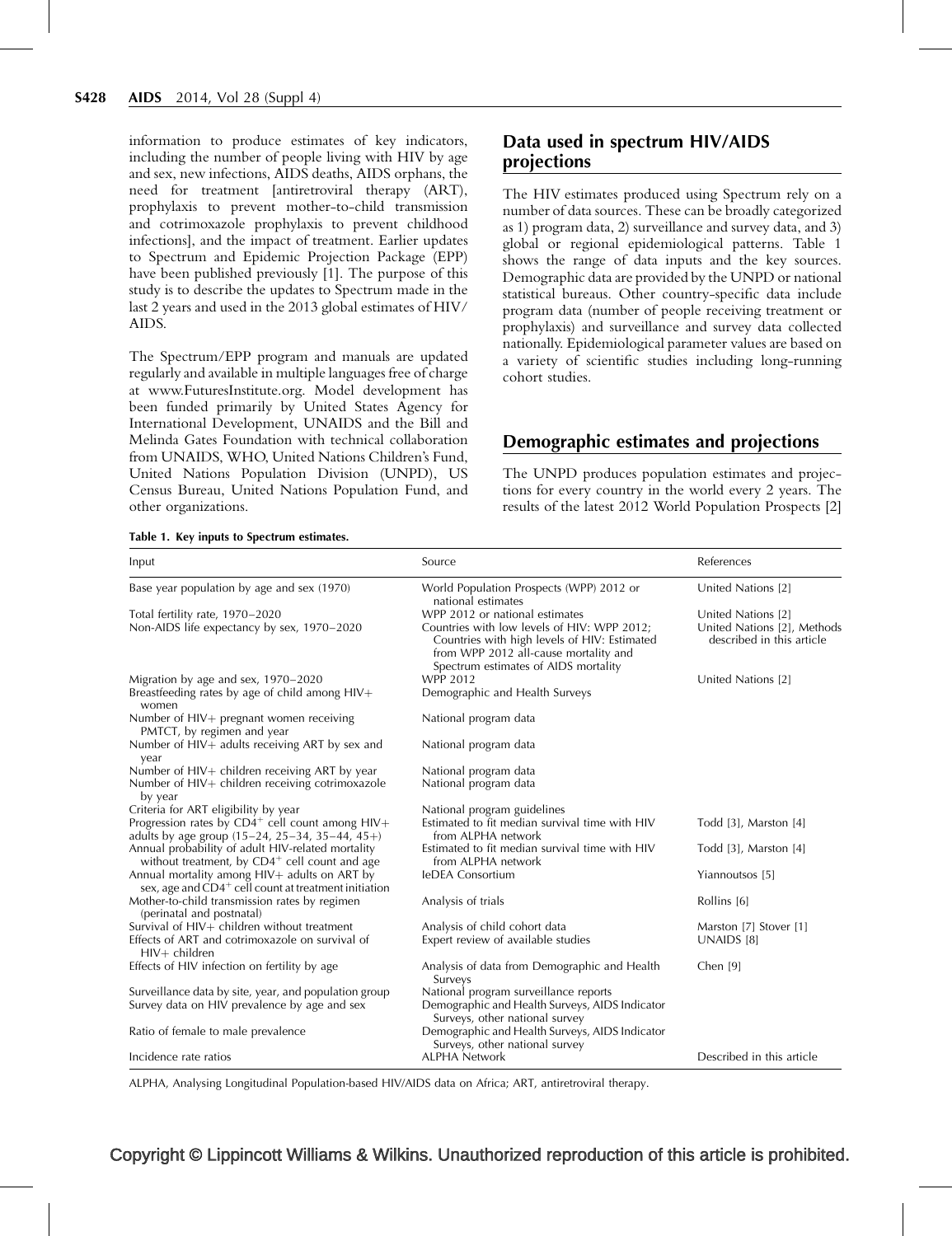information to produce estimates of key indicators, including the number of people living with HIV by age and sex, new infections, AIDS deaths, AIDS orphans, the need for treatment [antiretroviral therapy (ART), prophylaxis to prevent mother-to-child transmission and cotrimoxazole prophylaxis to prevent childhood infections], and the impact of treatment. Earlier updates to Spectrum and Epidemic Projection Package (EPP) have been published previously [1]. The purpose of this study is to describe the updates to Spectrum made in the last 2 years and used in the 2013 global estimates of HIV/AIDS.

The Spectrum/EPP program and manuals are updated regularly and available in multiple languages free of charge at www.FuturesInstitute.org. Model development has been funded primarily by United States Agency for International Development, UNAIDS and the Bill and Melinda Gates Foundation with technical collaboration from UNAIDS, WHO, United Nations Children's Fund, United Nations Population Division (UNPD), US Census Bureau, United Nations Population Fund, and other organizations.

## Data used in spectrum HIV/AIDS projections

The HIV estimates produced using Spectrum rely on a number of data sources. These can be broadly categorized as 1) program data, 2) surveillance and survey data, and 3) global or regional epidemiological patterns. Table 1 shows the range of data inputs and the key sources. Demographic data are provided by the UNPD or national statistical bureaus. Other country-specific data include program data (number of people receiving treatment or prophylaxis) and surveillance and survey data collected nationally. Epidemiological parameter values are based on a variety of scientific studies including long-running cohort studies.

## Demographic estimates and projections

The UNPD produces population estimates and projections for every country in the world every 2 years. The results of the latest 2012 World Population Prospects [2]

**Table 1. Key inputs to Spectrum estimates.**

| Input | Source | References |
|---|---|---|
| Base year population by age and sex (1970) | World Population Prospects (WPP) 2012 or national estimates | United Nations [2] |
| Total fertility rate, 1970–2020 | WPP 2012 or national estimates | United Nations [2] |
| Non-AIDS life expectancy by sex, 1970–2020 | Countries with low levels of HIV: WPP 2012; Countries with high levels of HIV: Estimated from WPP 2012 all-cause mortality and Spectrum estimates of AIDS mortality | United Nations [2], Methods described in this article |
| Migration by age and sex, 1970–2020 | WPP 2012 | United Nations [2] |
| Breastfeeding rates by age of child among HIV+ women | Demographic and Health Surveys | |
| Number of HIV+ pregnant women receiving PMTCT, by regimen and year | National program data | |
| Number of HIV+ adults receiving ART by sex and year | National program data | |
| Number of HIV+ children receiving ART by year | National program data | |
| Number of HIV+ children receiving cotrimoxazole by year | National program data | |
| Criteria for ART eligibility by year | National program guidelines | |
| Progression rates by $CD4^+$ cell count among HIV+ adults by age group (15–24, 25–34, 35–44, 45+) | Estimated to fit median survival time with HIV from ALPHA network | Todd [3], Marston [4] |
| Annual probability of adult HIV-related mortality without treatment, by $CD4^+$ cell count and age | Estimated to fit median survival time with HIV from ALPHA network | Todd [3], Marston [4] |
| Annual mortality among HIV+ adults on ART by sex, age and $CD4^+$ cell count at treatment initiation | IeDEA Consortium | Yiannoutsos [5] |
| Mother-to-child transmission rates by regimen (perinatal and postnatal) | Analysis of trials | Rollins [6] |
| Survival of HIV+ children without treatment | Analysis of child cohort data | Marston [7] Stover [1] |
| Effects of ART and cotrimoxazole on survival of HIV+ children | Expert review of available studies | UNAIDS [8] |
| Effects of HIV infection on fertility by age | Analysis of data from Demographic and Health Surveys | Chen [9] |
| Surveillance data by site, year, and population group | National program surveillance reports | |
| Survey data on HIV prevalence by age and sex | Demographic and Health Surveys, AIDS Indicator Surveys, other national survey | |
| Ratio of female to male prevalence | Demographic and Health Surveys, AIDS Indicator Surveys, other national survey | |
| Incidence rate ratios | ALPHA Network | Described in this article |

ALPHA, Analysing Longitudinal Population-based HIV/AIDS data on Africa; ART, antiretroviral therapy.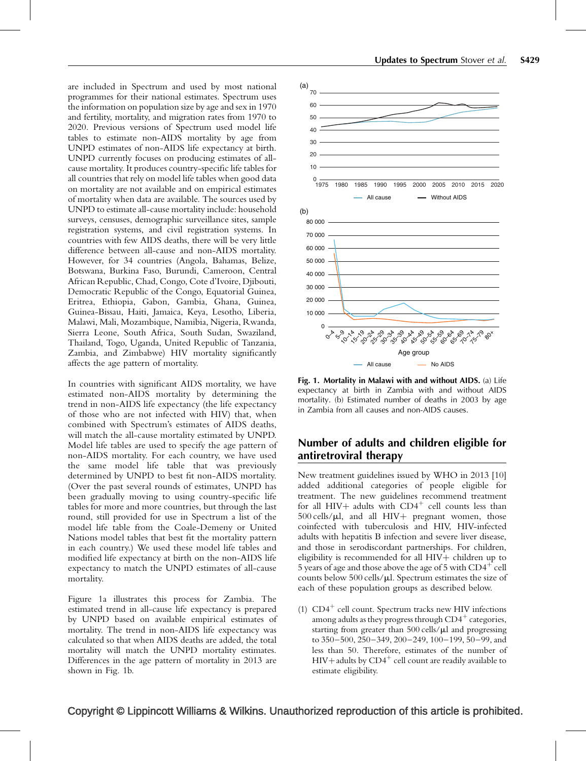are included in Spectrum and used by most national programmes for their national estimates. Spectrum uses the information on population size by age and sex in 1970 and fertility, mortality, and migration rates from 1970 to 2020. Previous versions of Spectrum used model life tables to estimate non-AIDS mortality by age from UNPD estimates of non-AIDS life expectancy at birth. UNPD currently focuses on producing estimates of all-cause mortality. It produces country-specific life tables for all countries that rely on model life tables when good data on mortality are not available and on empirical estimates of mortality when data are available. The sources used by UNPD to estimate all-cause mortality include: household surveys, censuses, demographic surveillance sites, sample registration systems, and civil registration systems. In countries with few AIDS deaths, there will be very little difference between all-cause and non-AIDS mortality. However, for 34 countries (Angola, Bahamas, Belize, Botswana, Burkina Faso, Burundi, Cameroon, Central African Republic, Chad, Congo, Cote d'Ivoire, Djibouti, Democratic Republic of the Congo, Equatorial Guinea, Eritrea, Ethiopia, Gabon, Gambia, Ghana, Guinea, Guinea-Bissau, Haiti, Jamaica, Keya, Lesotho, Liberia, Malawi, Mali, Mozambique, Namibia, Nigeria, Rwanda, Sierra Leone, South Africa, South Sudan, Swaziland, Thailand, Togo, Uganda, United Republic of Tanzania, Zambia, and Zimbabwe) HIV mortality significantly affects the age pattern of mortality.

In countries with significant AIDS mortality, we have estimated non-AIDS mortality by determining the trend in non-AIDS life expectancy (the life expectancy of those who are not infected with HIV) that, when combined with Spectrum's estimates of AIDS deaths, will match the all-cause mortality estimated by UNPD. Model life tables are used to specify the age pattern of non-AIDS mortality. For each country, we have used the same model life table that was previously determined by UNPD to best fit non-AIDS mortality. (Over the past several rounds of estimates, UNPD has been gradually moving to using country-specific life tables for more and more countries, but through the last round, still provided for use in Spectrum a list of the model life table from the Coale-Demeny or United Nations model tables that best fit the mortality pattern in each country.) We used these model life tables and modified life expectancy at birth on the non-AIDS life expectancy to match the UNPD estimates of all-cause mortality.

Figure 1a illustrates this process for Zambia. The estimated trend in all-cause life expectancy is prepared by UNPD based on available empirical estimates of mortality. The trend in non-AIDS life expectancy was calculated so that when AIDS deaths are added, the total mortality will match the UNPD mortality estimates. Differences in the age pattern of mortality in 2013 are shown in Fig. 1b.

(a)
70
60
50
40
30
20
10
0
1975 1980 1985 1990 1995 2000 2005 2010 2015 2020
All cause — Without AIDS

(b)
80 000
70 000
60 000
50 000
40 000
30 000
20 000
10 000
0
0–4 5–9 10–14 15–19 20–24 25–29 30–34 35–39 40–44 45–49 50–54 55–59 60–64 65–69 70–74 75–79 80+
Age group
All cause — No AIDS

**Fig. 1. Mortality in Malawi with and without AIDS.** (a) Life expectancy at birth in Zambia with and without AIDS mortality. (b) Estimated number of deaths in 2003 by age in Zambia from all causes and non-AIDS causes.

## Number of adults and children eligible for antiretroviral therapy

New treatment guidelines issued by WHO in 2013 [10] added additional categories of people eligible for treatment. The new guidelines recommend treatment for all HIV+ adults with $CD4^+$ cell counts less than 500 cells/μl, and all HIV+ pregnant women, those coinfected with tuberculosis and HIV, HIV-infected adults with hepatitis B infection and severe liver disease, and those in serodiscordant partnerships. For children, eligibility is recommended for all HIV+ children up to 5 years of age and those above the age of 5 with $CD4^+$ cell counts below 500 cells/μl. Spectrum estimates the size of each of these population groups as described below.

(1) $CD4^+$ cell count. Spectrum tracks new HIV infections among adults as they progress through $CD4^+$ categories, starting from greater than 500 cells/μl and progressing to 350–500, 250–349, 200–249, 100–199, 50–99, and less than 50. Therefore, estimates of the number of HIV+ adults by $CD4^+$ cell count are readily available to estimate eligibility.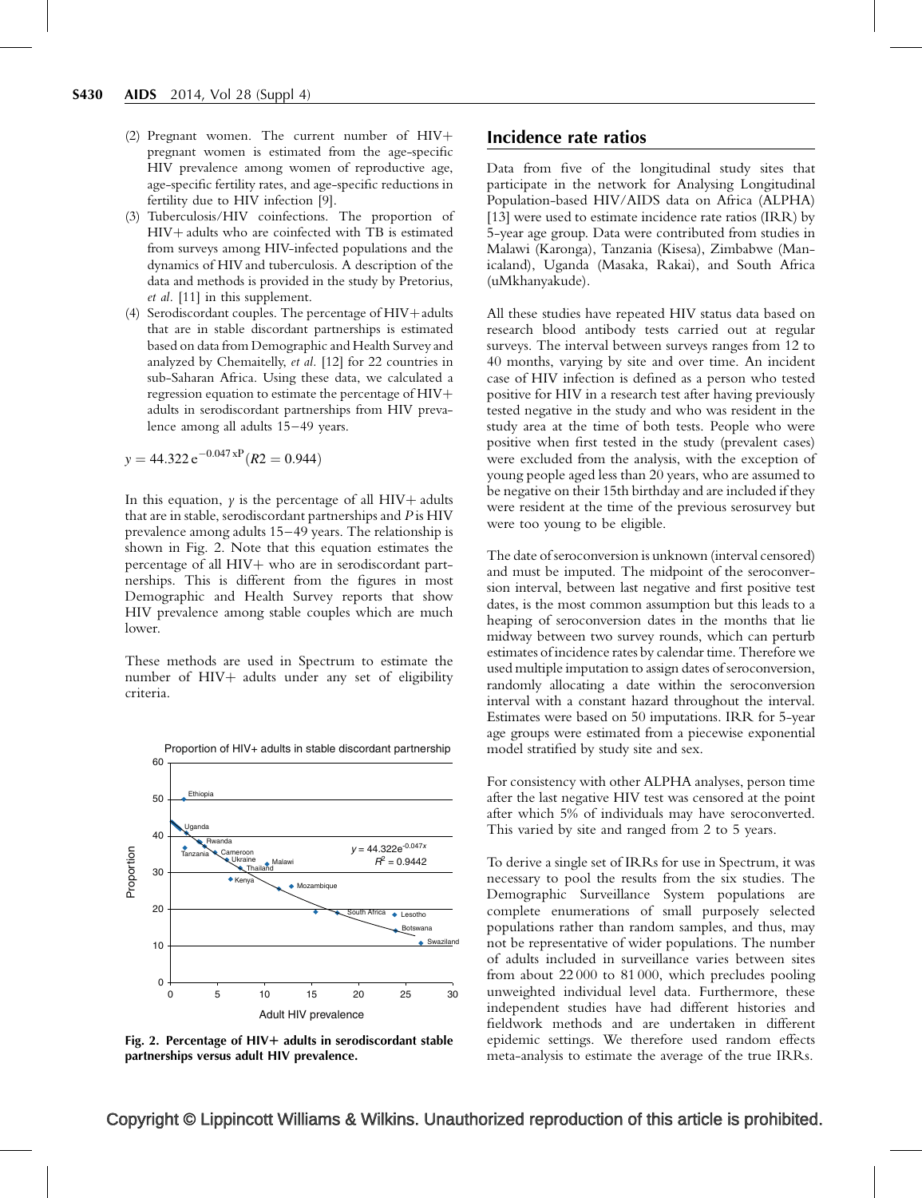(2) Pregnant women. The current number of HIV+ pregnant women is estimated from the age-specific HIV prevalence among women of reproductive age, age-specific fertility rates, and age-specific reductions in fertility due to HIV infection [9].
(3) Tuberculosis/HIV coinfections. The proportion of HIV+ adults who are coinfected with TB is estimated from surveys among HIV-infected populations and the dynamics of HIV and tuberculosis. A description of the data and methods is provided in the study by Pretorius, *et al.* [11] in this supplement.
(4) Serodiscordant couples. The percentage of HIV+ adults that are in stable discordant partnerships is estimated based on data from Demographic and Health Survey and analyzed by Chemaitelly, *et al.* [12] for 22 countries in sub-Saharan Africa. Using these data, we calculated a regression equation to estimate the percentage of HIV+ adults in serodiscordant partnerships from HIV prevalence among all adults 15–49 years.

$$y = 44.322\,e^{-0.047\,xP} (R2 = 0.944)$$

In this equation, $y$ is the percentage of all HIV+ adults that are in stable, serodiscordant partnerships and $P$ is HIV prevalence among adults 15–49 years. The relationship is shown in Fig. 2. Note that this equation estimates the percentage of all HIV+ who are in serodiscordant partnerships. This is different from the figures in most Demographic and Health Survey reports that show HIV prevalence among stable couples which are much lower.

These methods are used in Spectrum to estimate the number of HIV+ adults under any set of eligibility criteria.

**Fig. 2. Percentage of HIV+ adults in serodiscordant stable partnerships versus adult HIV prevalence.**

## Incidence rate ratios

Data from five of the longitudinal study sites that participate in the network for Analysing Longitudinal Population-based HIV/AIDS data on Africa (ALPHA) [13] were used to estimate incidence rate ratios (IRR) by 5-year age group. Data were contributed from studies in Malawi (Karonga), Tanzania (Kisesa), Zimbabwe (Manicaland), Uganda (Masaka, Rakai), and South Africa (uMkhanyakude).

All these studies have repeated HIV status data based on research blood antibody tests carried out at regular surveys. The interval between surveys ranges from 12 to 40 months, varying by site and over time. An incident case of HIV infection is defined as a person who tested positive for HIV in a research test after having previously tested negative in the study and who was resident in the study area at the time of both tests. People who were positive when first tested in the study (prevalent cases) were excluded from the analysis, with the exception of young people aged less than 20 years, who are assumed to be negative on their 15th birthday and are included if they were resident at the time of the previous serosurvey but were too young to be eligible.

The date of seroconversion is unknown (interval censored) and must be imputed. The midpoint of the seroconversion interval, between last negative and first positive test dates, is the most common assumption but this leads to a heaping of seroconversion dates in the months that lie midway between two survey rounds, which can perturb estimates of incidence rates by calendar time. Therefore we used multiple imputation to assign dates of seroconversion, randomly allocating a date within the seroconversion interval with a constant hazard throughout the interval. Estimates were based on 50 imputations. IRR for 5-year age groups were estimated from a piecewise exponential model stratified by study site and sex.

For consistency with other ALPHA analyses, person time after the last negative HIV test was censored at the point after which 5% of individuals may have seroconverted. This varied by site and ranged from 2 to 5 years.

To derive a single set of IRRs for use in Spectrum, it was necessary to pool the results from the six studies. The Demographic Surveillance System populations are complete enumerations of small purposely selected populations rather than random samples, and thus, may not be representative of wider populations. The number of adults included in surveillance varies between sites from about 22 000 to 81 000, which precludes pooling unweighted individual level data. Furthermore, these independent studies have had different histories and fieldwork methods and are undertaken in different epidemic settings. We therefore used random effects meta-analysis to estimate the average of the true IRRs.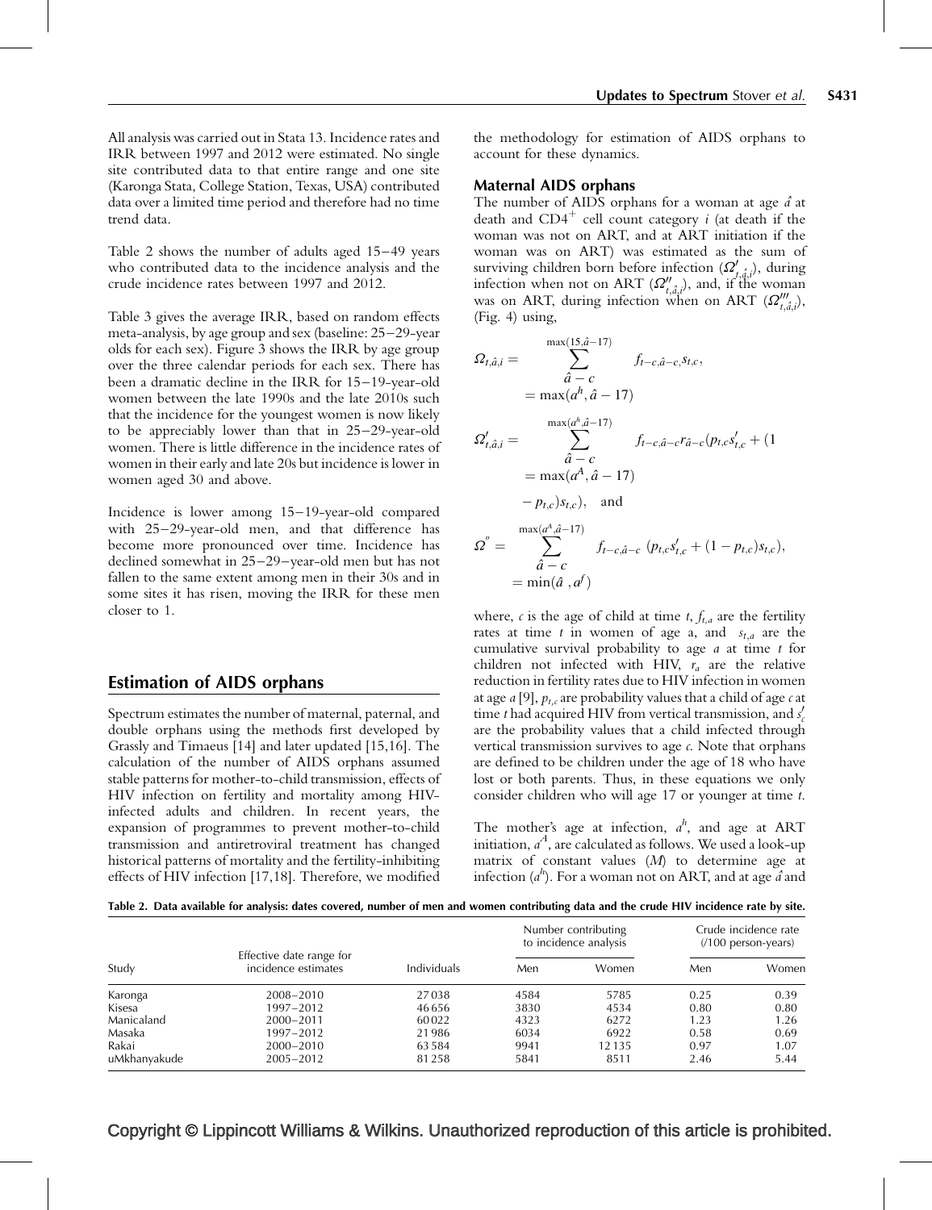All analysis was carried out in Stata 13. Incidence rates and IRR between 1997 and 2012 were estimated. No single site contributed data to that entire range and one site (Karonga Stata, College Station, Texas, USA) contributed data over a limited time period and therefore had no time trend data.

Table 2 shows the number of adults aged 15–49 years who contributed data to the incidence analysis and the crude incidence rates between 1997 and 2012.

Table 3 gives the average IRR, based on random effects meta-analysis, by age group and sex (baseline: 25–29-year olds for each sex). Figure 3 shows the IRR by age group over the three calendar periods for each sex. There has been a dramatic decline in the IRR for 15–19-year-old women between the late 1990s and the late 2010s such that the incidence for the youngest women is now likely to be appreciably lower than that in 25–29-year-old women. There is little difference in the incidence rates of women in their early and late 20s but incidence is lower in women aged 30 and above.

Incidence is lower among 15–19-year-old compared with 25–29-year-old men, and that difference has become more pronounced over time. Incidence has declined somewhat in 25–29–year-old men but has not fallen to the same extent among men in their 30s and in some sites it has risen, moving the IRR for these men closer to 1.

## Estimation of AIDS orphans

Spectrum estimates the number of maternal, paternal, and double orphans using the methods first developed by Grassly and Timaeus [14] and later updated [15,16]. The calculation of the number of AIDS orphans assumed stable patterns for mother-to-child transmission, effects of HIV infection on fertility and mortality among HIV-infected adults and children. In recent years, the expansion of programmes to prevent mother-to-child transmission and antiretroviral treatment has changed historical patterns of mortality and the fertility-inhibiting effects of HIV infection [17,18]. Therefore, we modified the methodology for estimation of AIDS orphans to account for these dynamics.

### Maternal AIDS orphans

The number of AIDS orphans for a woman at age $\hat{a}$ at death and $CD4^+$ cell count category $i$ (at death if the woman was not on ART, and at ART initiation if the woman was on ART) was estimated as the sum of surviving children born before infection ($\Omega'_{t,\hat{a},i}$), during infection when not on ART ($\Omega''_{t,\hat{a},i}$), and, if the woman was on ART, during infection when on ART ($\Omega'''_{t,\hat{a},i}$), (Fig. 4) using,

$$\Omega_{t,\hat{a},i} = \sum_{\hat{a}-c = \max(a^h,\hat{a}-17)}^{\max(15,\hat{a}-17)} f_{t-c,\hat{a}-c,}s_{t,c},$$

$$\Omega'_{t,\hat{a},i} = \sum_{\hat{a}-c = \max(a^A,\hat{a}-17)}^{\max(a^h,\hat{a}-17)} f_{t-c,\hat{a}-c}r_{\hat{a}-c}(p_{t,c}s'_{t,c} + (1 - p_{t,c})s_{t,c}), \quad \text{and}$$

$$\Omega'' = \sum_{\hat{a}-c = \min(\hat{a}\ ,a^f)}^{\max(a^A,\hat{a}-17)} f_{t-c,\hat{a}-c}\ (p_{t,c}s'_{t,c} + (1 - p_{t,c})s_{t,c}),$$

where, $c$ is the age of child at time $t$, $f_{t,a}$ are the fertility rates at time $t$ in women of age a, and $s_{t,a}$ are the cumulative survival probability to age $a$ at time $t$ for children not infected with HIV, $r_a$ are the relative reduction in fertility rates due to HIV infection in women at age $a$ [9], $p_{t,c}$ are probability values that a child of age $c$ at time $t$ had acquired HIV from vertical transmission, and $s'_c$ are the probability values that a child infected through vertical transmission survives to age $c$. Note that orphans are defined to be children under the age of 18 who have lost or both parents. Thus, in these equations we only consider children who will age 17 or younger at time $t$.

The mother's age at infection, $a^h$, and age at ART initiation, $a^A$, are calculated as follows. We used a look-up matrix of constant values ($M$) to determine age at infection ($a^h$). For a woman not on ART, and at age $\hat{a}$ and

**Table 2. Data available for analysis: dates covered, number of men and women contributing data and the crude HIV incidence rate by site.**

| Study | Effective date range for incidence estimates | Individuals | Number contributing to incidence analysis | | Crude incidence rate (/100 person-years) | |
|---|---|---|---|---|---|---|
| | | | Men | Women | Men | Women |
| Karonga | 2008–2010 | 27038 | 4584 | 5785 | 0.25 | 0.39 |
| Kisesa | 1997–2012 | 46656 | 3830 | 4534 | 0.80 | 0.80 |
| Manicaland | 2000–2011 | 60022 | 4323 | 6272 | 1.23 | 1.26 |
| Masaka | 1997–2012 | 21986 | 6034 | 6922 | 0.58 | 0.69 |
| Rakai | 2000–2010 | 63584 | 9941 | 12135 | 0.97 | 1.07 |
| uMkhanyakude | 2005–2012 | 81258 | 5841 | 8511 | 2.46 | 5.44 |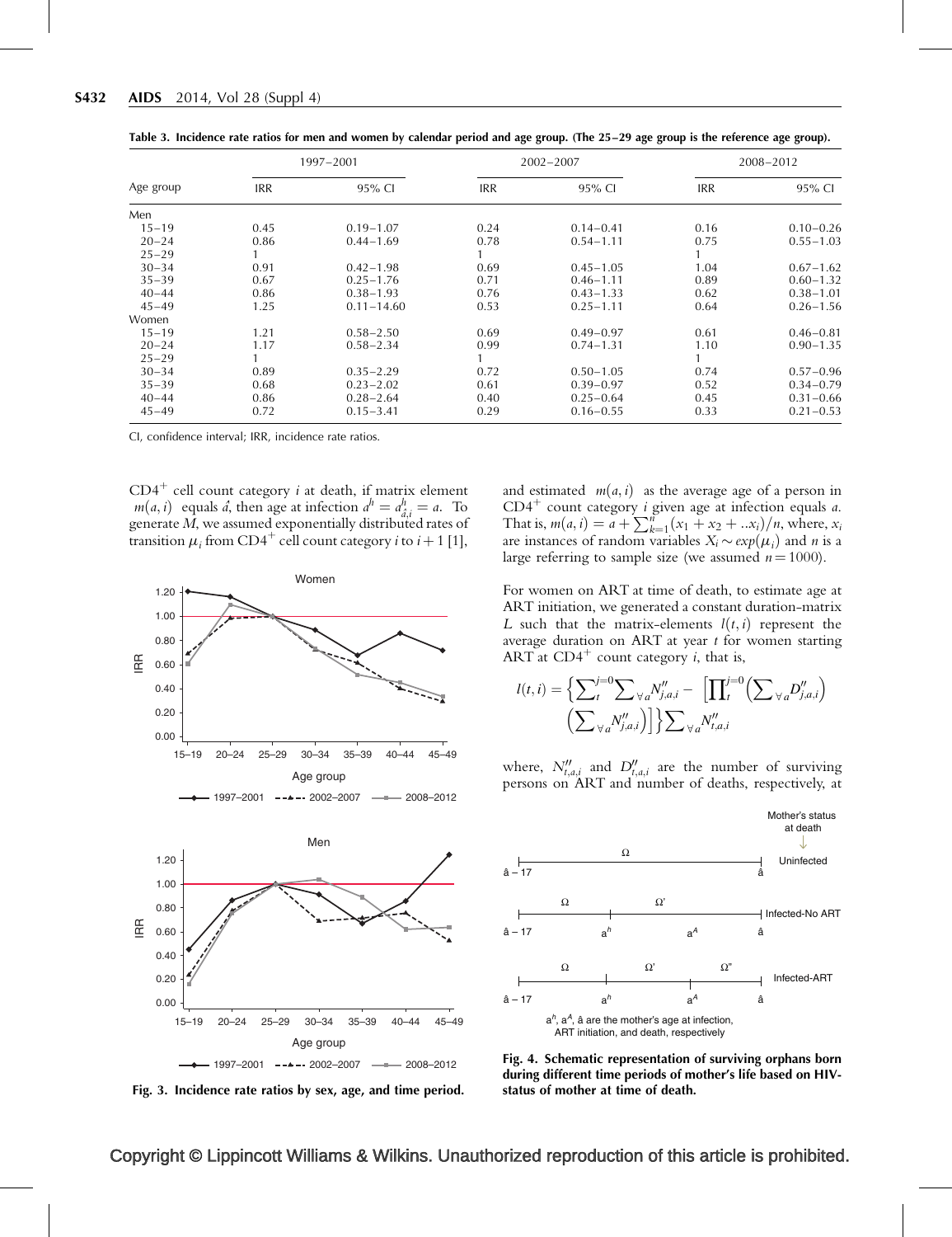Table 3. Incidence rate ratios for men and women by calendar period and age group. (The 25–29 age group is the reference age group).

| Age group | 1997–2001 | | 2002–2007 | | 2008–2012 | |
|---|---|---|---|---|---|---|
| | IRR | 95% CI | IRR | 95% CI | IRR | 95% CI |
| Men | | | | | | |
| 15–19 | 0.45 | 0.19–1.07 | 0.24 | 0.14–0.41 | 0.16 | 0.10–0.26 |
| 20–24 | 0.86 | 0.44–1.69 | 0.78 | 0.54–1.11 | 0.75 | 0.55–1.03 |
| 25–29 | 1 | | 1 | | 1 | |
| 30–34 | 0.91 | 0.42–1.98 | 0.69 | 0.45–1.05 | 1.04 | 0.67–1.62 |
| 35–39 | 0.67 | 0.25–1.76 | 0.71 | 0.46–1.11 | 0.89 | 0.60–1.32 |
| 40–44 | 0.86 | 0.38–1.93 | 0.76 | 0.43–1.33 | 0.62 | 0.38–1.01 |
| 45–49 | 1.25 | 0.11–14.60 | 0.53 | 0.25–1.11 | 0.64 | 0.26–1.56 |
| Women | | | | | | |
| 15–19 | 1.21 | 0.58–2.50 | 0.69 | 0.49–0.97 | 0.61 | 0.46–0.81 |
| 20–24 | 1.17 | 0.58–2.34 | 0.99 | 0.74–1.31 | 1.10 | 0.90–1.35 |
| 25–29 | 1 | | 1 | | 1 | |
| 30–34 | 0.89 | 0.35–2.29 | 0.72 | 0.50–1.05 | 0.74 | 0.57–0.96 |
| 35–39 | 0.68 | 0.23–2.02 | 0.61 | 0.39–0.97 | 0.52 | 0.34–0.79 |
| 40–44 | 0.86 | 0.28–2.64 | 0.40 | 0.25–0.64 | 0.45 | 0.31–0.66 |
| 45–49 | 0.72 | 0.15–3.41 | 0.29 | 0.16–0.55 | 0.33 | 0.21–0.53 |

CI, confidence interval; IRR, incidence rate ratios.

$CD4^+$ cell count category $i$ at death, if matrix element $m(a,i)$ equals $\hat{a}$, then age at infection $a^h = a^h_{\hat{a},i} = a$. To generate $M$, we assumed exponentially distributed rates of transition $\mu_i$ from $CD4^+$ cell count category $i$ to $i+1$ [1], and estimated $m(a,i)$ as the average age of a person in $CD4^+$ count category $i$ given age at infection equals $a$. That is, $m(a,i) = a + \sum_{k=1}^{n}(x_1 + x_2 + ..x_i)/n$, where, $x_i$ are instances of random variables $X_i \sim exp(\mu_i)$ and $n$ is a large referring to sample size (we assumed $n = 1000$).

Fig. 3. Incidence rate ratios by sex, age, and time period.

For women on ART at time of death, to estimate age at ART initiation, we generated a constant duration-matrix $L$ such that the matrix-elements $l(t,i)$ represent the average duration on ART at year $t$ for women starting ART at $CD4^+$ count category $i$, that is,

$$l(t,i) = \left\{ \sum_t^{j=0} \sum_{\forall a} N''_{j,a,i} - \left[ \prod_t^{j=0} \left( \sum_{\forall a} D''_{j,a,i} \right) \left( \sum_{\forall a} N''_{j,a,i} \right) \right] \right\} \sum_{\forall a} N''_{t,a,i}$$

where, $N''_{t,a,i}$ and $D''_{t,a,i}$ are the number of surviving persons on ART and number of deaths, respectively, at

Fig. 4. Schematic representation of surviving orphans born during different time periods of mother's life based on HIV-status of mother at time of death.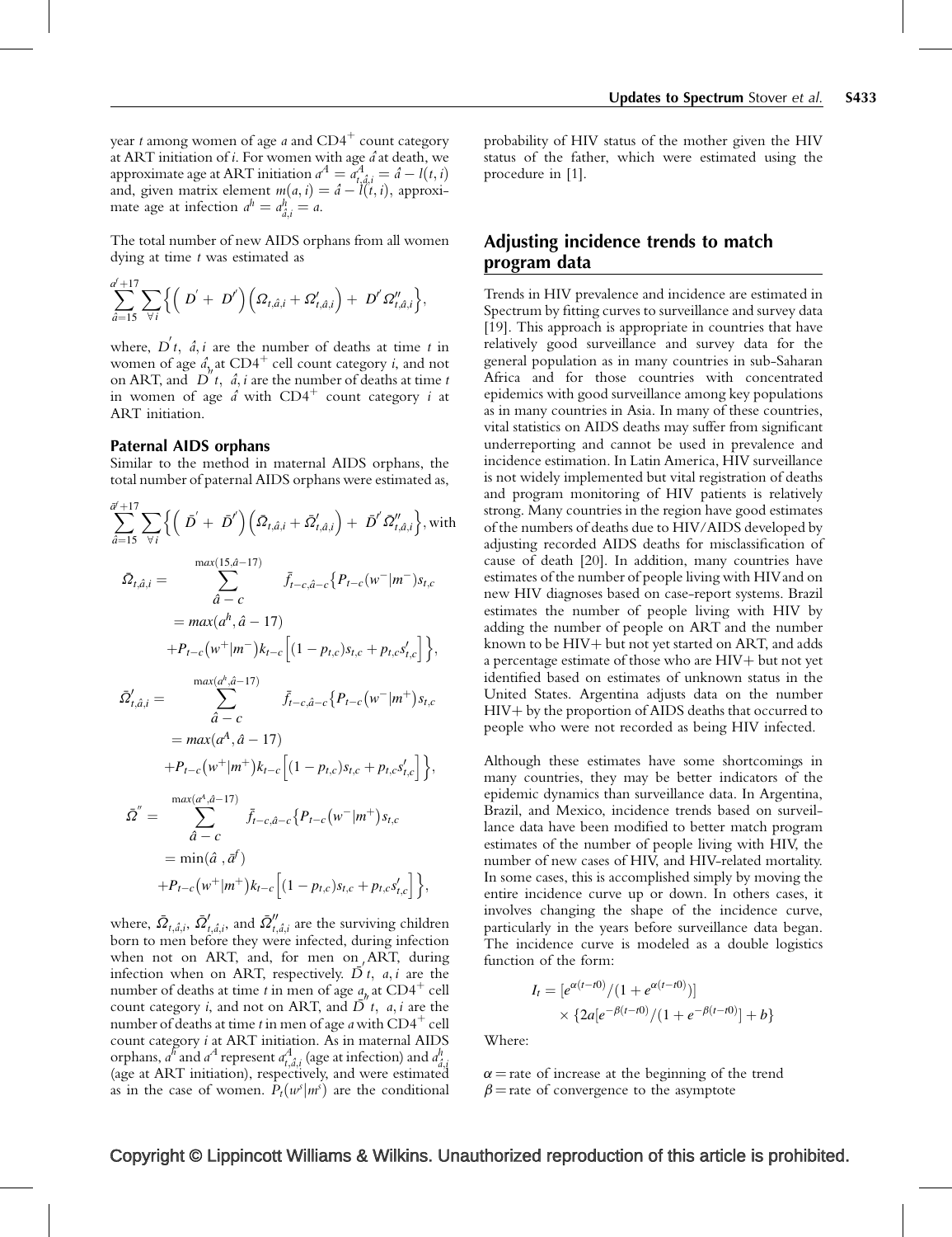year $t$ among women of age $a$ and CD4$^+$ count category at ART initiation of $i$. For women with age $\hat{a}$ at death, we approximate age at ART initiation $a^A = a^A_{t,\hat{a},i} = \hat{a} - l(t,i)$ and, given matrix element $m(a,i) = \hat{a} - l(t,i)$, approximate age at infection $a^h = a^h_{\hat{a},i} = a$.

The total number of new AIDS orphans from all women dying at time $t$ was estimated as

$$\sum_{\hat{a}=15}^{a^f+17} \sum_{\forall i} \Big\{ \Big( D' + D'' \Big) \Big( \Omega_{t,\hat{a},i} + \Omega'_{t,\hat{a},i} \Big) + D'' \Omega''_{t,\hat{a},i} \Big\},$$

where, $D' t,\ \hat{a}, i$ are the number of deaths at time $t$ in women of age $\hat{a}_h$ at CD4$^+$ cell count category $i$, and not on ART, and $D'' t,\ \hat{a}, i$ are the number of deaths at time $t$ in women of age $\hat{a}$ with CD4$^+$ count category $i$ at ART initiation.

### Paternal AIDS orphans

Similar to the method in maternal AIDS orphans, the total number of paternal AIDS orphans were estimated as,

$$\sum_{\hat{a}=15}^{\bar{a}^f+17} \sum_{\forall i} \Big\{ \Big( \bar{D}' + \bar{D}'' \Big) \Big( \bar{\Omega}_{t,\hat{a},i} + \bar{\Omega}'_{t,\hat{a},i} \Big) + \bar{D}'' \bar{\Omega}''_{t,\hat{a},i} \Big\}, \text{with}$$

$$\bar{\Omega}_{t,\hat{a},i} = \sum_{\hat{a}-c = max(a^h, \hat{a}-17)}^{max(15,\hat{a}-17)} \bar{f}_{t-c,\hat{a}-c} \Big\{ P_{t-c}(w^-|m^-) s_{t,c} + P_{t-c}(w^+|m^-) k_{t-c} \Big[ (1-p_{t,c}) s_{t,c} + p_{t,c} s'_{t,c} \Big] \Big\},$$

$$\bar{\Omega}'_{t,\hat{a},i} = \sum_{\hat{a}-c = max(a^A, \hat{a}-17)}^{max(a^h,\hat{a}-17)} \bar{f}_{t-c,\hat{a}-c} \Big\{ P_{t-c}(w^-|m^+) s_{t,c} + P_{t-c}(w^+|m^+) k_{t-c} \Big[ (1-p_{t,c}) s_{t,c} + p_{t,c} s'_{t,c} \Big] \Big\},$$

$$\bar{\Omega}'' = \sum_{\hat{a}-c = \min(\hat{a}, \bar{a}^f)}^{max(a^A,\hat{a}-17)} \bar{f}_{t-c,\hat{a}-c} \Big\{ P_{t-c}(w^-|m^+) s_{t,c} + P_{t-c}(w^+|m^+) k_{t-c} \Big[ (1-p_{t,c}) s_{t,c} + p_{t,c} s'_{t,c} \Big] \Big\},$$

where, $\bar{\Omega}_{t,\hat{a},i}$, $\bar{\Omega}'_{t,\hat{a},i}$, and $\bar{\Omega}''_{t,\hat{a},i}$ are the surviving children born to men before they were infected, during infection when not on ART, and, for men on ART, during infection when on ART, respectively. $\bar{D}' t,\ a, i$ are the number of deaths at time $t$ in men of age $a_h$ at CD4$^+$ cell count category $i$, and not on ART, and $\bar{D}'' t,\ a, i$ are the number of deaths at time $t$ in men of age $a$ with CD4$^+$ cell count category $i$ at ART initiation. As in maternal AIDS orphans, $a^h$ and $a^A$ represent $a^A_{t,\hat{a},i}$ (age at infection) and $a^h_{\hat{a},i}$ (age at ART initiation), respectively, and were estimated as in the case of women. $P_t(w^s|m^s)$ are the conditional probability of HIV status of the mother given the HIV status of the father, which were estimated using the procedure in [1].

## Adjusting incidence trends to match program data

Trends in HIV prevalence and incidence are estimated in Spectrum by fitting curves to surveillance and survey data [19]. This approach is appropriate in countries that have relatively good surveillance and survey data for the general population as in many countries in sub-Saharan Africa and for those countries with concentrated epidemics with good surveillance among key populations as in many countries in Asia. In many of these countries, vital statistics on AIDS deaths may suffer from significant underreporting and cannot be used in prevalence and incidence estimation. In Latin America, HIV surveillance is not widely implemented but vital registration of deaths and program monitoring of HIV patients is relatively strong. Many countries in the region have good estimates of the numbers of deaths due to HIV/AIDS developed by adjusting recorded AIDS deaths for misclassification of cause of death [20]. In addition, many countries have estimates of the number of people living with HIV and on new HIV diagnoses based on case-report systems. Brazil estimates the number of people living with HIV by adding the number of people on ART and the number known to be HIV+ but not yet started on ART, and adds a percentage estimate of those who are HIV+ but not yet identified based on estimates of unknown status in the United States. Argentina adjusts data on the number HIV+ by the proportion of AIDS deaths that occurred to people who were not recorded as being HIV infected.

Although these estimates have some shortcomings in many countries, they may be better indicators of the epidemic dynamics than surveillance data. In Argentina, Brazil, and Mexico, incidence trends based on surveillance data have been modified to better match program estimates of the number of people living with HIV, the number of new cases of HIV, and HIV-related mortality. In some cases, this is accomplished simply by moving the entire incidence curve up or down. In others cases, it involves changing the shape of the incidence curve, particularly in the years before surveillance data began. The incidence curve is modeled as a double logistics function of the form:

$$I_t = [e^{\alpha(t-t0)}/(1+e^{\alpha(t-t0)})] \times \{2a[e^{-\beta(t-t0)}/(1+e^{-\beta(t-t0)}] + b\}$$

Where:

$\alpha$ = rate of increase at the beginning of the trend
$\beta$ = rate of convergence to the asymptote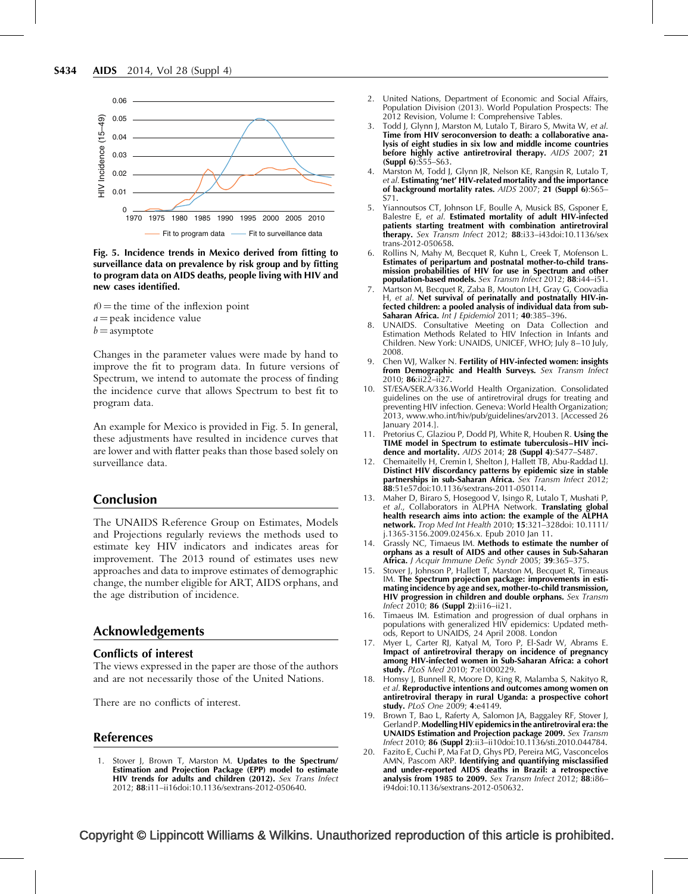0.06
0.05
0.04
0.03
0.02
0.01
0
HIV Incidence (15–49)
1970 1975 1980 1985 1990 1995 2000 2005 2010
Fit to program data Fit to surveillance data

**Fig. 5. Incidence trends in Mexico derived from fitting to surveillance data on prevalence by risk group and by fitting to program data on AIDS deaths, people living with HIV and new cases identified.**

$t0$ = the time of the inflexion point
$a$ = peak incidence value
$b$ = asymptote

Changes in the parameter values were made by hand to improve the fit to program data. In future versions of Spectrum, we intend to automate the process of finding the incidence curve that allows Spectrum to best fit to program data.

An example for Mexico is provided in Fig. 5. In general, these adjustments have resulted in incidence curves that are lower and with flatter peaks than those based solely on surveillance data.

## Conclusion

The UNAIDS Reference Group on Estimates, Models and Projections regularly reviews the methods used to estimate key HIV indicators and indicates areas for improvement. The 2013 round of estimates uses new approaches and data to improve estimates of demographic change, the number eligible for ART, AIDS orphans, and the age distribution of incidence.

## Acknowledgements

### Conflicts of interest

The views expressed in the paper are those of the authors and are not necessarily those of the United Nations.

There are no conflicts of interest.

## References

1. Stover J, Brown T, Marston M. **Updates to the Spectrum/Estimation and Projection Package (EPP) model to estimate HIV trends for adults and children (2012).** *Sex Trans Infect* 2012; **88**:i11–ii16doi:10.1136/sextrans-2012-050640.
2. United Nations, Department of Economic and Social Affairs, Population Division (2013). World Population Prospects: The 2012 Revision, Volume I: Comprehensive Tables.
3. Todd J, Glynn J, Marston M, Lutalo T, Biraro S, Mwita W, *et al.* **Time from HIV seroconversion to death: a collaborative analysis of eight studies in six low and middle income countries before highly active antiretroviral therapy.** *AIDS* 2007; **21 (Suppl 6)**:S55–S63.
4. Marston M, Todd J, Glynn JR, Nelson KE, Rangsin R, Lutalo T, *et al.* **Estimating 'net' HIV-related mortality and the importance of background mortality rates.** *AIDS* 2007; **21 (Suppl 6)**:S65–S71.
5. Yiannoutsos CT, Johnson LF, Boulle A, Musick BS, Gsponer E, Balestre E, *et al.* **Estimated mortality of adult HIV-infected patients starting treatment with combination antiretroviral therapy.** *Sex Transm Infect* 2012; **88**:i33–i43doi:10.1136/sextrans-2012-050658.
6. Rollins N, Mahy M, Becquet R, Kuhn L, Creek T, Mofenson L. **Estimates of peripartum and postnatal mother-to-child transmission probabilities of HIV for use in Spectrum and other population-based models.** *Sex Transm Infect* 2012; **88**:i44–i51.
7. Martson M, Becquet R, Zaba B, Mouton LH, Gray G, Coovadia H, *et al.* **Net survival of perinatally and postnatally HIV-infected children: a pooled analysis of individual data from sub-Saharan Africa.** *Int J Epidemiol* 2011; **40**:385–396.
8. UNAIDS. Consultative Meeting on Data Collection and Estimation Methods Related to HIV Infection in Infants and Children. New York: UNAIDS, UNICEF, WHO; July 8–10 July, 2008.
9. Chen WJ, Walker N. **Fertility of HIV-infected women: insights from Demographic and Health Surveys.** *Sex Transm Infect* 2010; **86**:ii22–ii27.
10. ST/ESA/SER.A/336.World Health Organization. Consolidated guidelines on the use of antiretroviral drugs for treating and preventing HIV infection. Geneva: World Health Organization; 2013, www.who.int/hiv/pub/guidelines/arv2013. [Accessed 26 January 2014.].
11. Pretorius C, Glaziou P, Dodd PJ, White R, Houben R. **Using the TIME model in Spectrum to estimate tuberculosis–HIV incidence and mortality.** *AIDS* 2014; **28 (Suppl 4)**:S477–S487.
12. Chemaitelly H, Cremin I, Shelton J, Hallett TB, Abu-Raddad LJ. **Distinct HIV discordancy patterns by epidemic size in stable partnerships in sub-Saharan Africa.** *Sex Transm Infect* 2012; **88**:51e57doi:10.1136/sextrans-2011-050114.
13. Maher D, Biraro S, Hosegood V, Isingo R, Lutalo T, Mushati P, *et al.*, Collaborators in ALPHA Network. **Translating global health research aims into action: the example of the ALPHA network.** *Trop Med Int Health* 2010; **15**:321–328doi: 10.1111/j.1365-3156.2009.02456.x. Epub 2010 Jan 11.
14. Grassly NC, Timaeus IM. **Methods to estimate the number of orphans as a result of AIDS and other causes in Sub-Saharan Africa.** *J Acquir Immune Defic Syndr* 2005; **39**:365–375.
15. Stover J, Johnson P, Hallett T, Marston M, Becquet R, Timaeus IM. **The Spectrum projection package: improvements in estimating incidence by age and sex, mother-to-child transmission, HIV progression in children and double orphans.** *Sex Transm Infect* 2010; **86 (Suppl 2)**:ii16–ii21.
16. Timaeus IM. Estimation and progression of dual orphans in populations with generalized HIV epidemics: Updated methods, Report to UNAIDS, 24 April 2008. London
17. Myer L, Carter RJ, Katyal M, Toro P, El-Sadr W, Abrams E. **Impact of antiretroviral therapy on incidence of pregnancy among HIV-infected women in Sub-Saharan Africa: a cohort study.** *PLoS Med* 2010; **7**:e1000229.
18. Homsy J, Bunnell R, Moore D, King R, Malamba S, Nakityo R, *et al.* **Reproductive intentions and outcomes among women on antiretroviral therapy in rural Uganda: a prospective cohort study.** *PLoS One* 2009; **4**:e4149.
19. Brown T, Bao L, Raferty A, Salomon JA, Baggaley RF, Stover J, Gerland P. **Modelling HIV epidemics in the antiretroviral era: the UNAIDS Estimation and Projection package 2009.** *Sex Transm Infect* 2010; **86 (Suppl 2)**:ii3–ii10doi:10.1136/sti.2010.044784.
20. Fazito E, Cuchi P, Ma Fat D, Ghys PD, Pereira MG, Vasconcelos AMN, Pascom ARP. **Identifying and quantifying misclassified and under-reported AIDS deaths in Brazil: a retrospective analysis from 1985 to 2009.** *Sex Transm Infect* 2012; **88**:i86–i94doi:10.1136/sextrans-2012-050632.